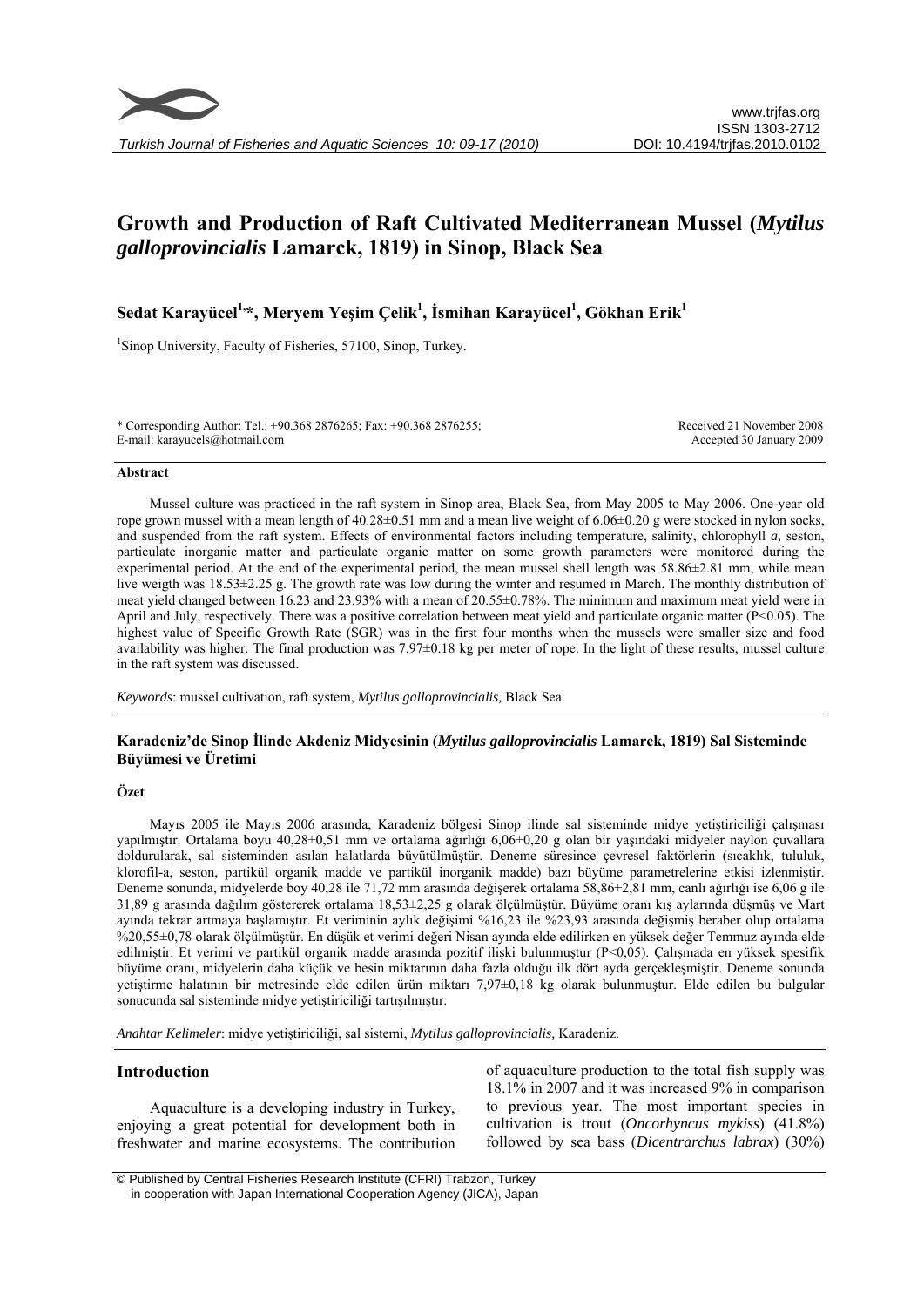# Growth and Production of Raft Cultivated Mediterranean Mussel (*Mytilus galloprovincialis* Lamarck, 1819) in Sinop, Black Sea

**Sedat Karayücel[1,*], Meryem Yeşim Çelik[1], İsmihan Karayücel[1], Gökhan Erik[1]**

[1] Sinop University, Faculty of Fisheries, 57100, Sinop, Turkey.

\* Corresponding Author: Tel.: +90.368 2876265; Fax: +90.368 2876255;
E-mail: karayucels@hotmail.com

Received 21 November 2008
Accepted 30 January 2009

## Abstract

Mussel culture was practiced in the raft system in Sinop area, Black Sea, from May 2005 to May 2006. One-year old rope grown mussel with a mean length of 40.28±0.51 mm and a mean live weight of 6.06±0.20 g were stocked in nylon socks, and suspended from the raft system. Effects of environmental factors including temperature, salinity, chlorophyll *a,* seston, particulate inorganic matter and particulate organic matter on some growth parameters were monitored during the experimental period. At the end of the experimental period, the mean mussel shell length was 58.86±2.81 mm, while mean live weigth was 18.53±2.25 g. The growth rate was low during the winter and resumed in March. The monthly distribution of meat yield changed between 16.23 and 23.93% with a mean of 20.55±0.78%. The minimum and maximum meat yield were in April and July, respectively. There was a positive correlation between meat yield and particulate organic matter ($P<0.05$). The highest value of Specific Growth Rate (SGR) was in the first four months when the mussels were smaller size and food availability was higher. The final production was 7.97±0.18 kg per meter of rope. In the light of these results, mussel culture in the raft system was discussed.

*Keywords*: mussel cultivation, raft system, *Mytilus galloprovincialis,* Black Sea.

## Karadeniz'de Sinop İlinde Akdeniz Midyesinin (*Mytilus galloprovincialis* Lamarck, 1819) Sal Sisteminde Büyümesi ve Üretimi

### Özet

Mayıs 2005 ile Mayıs 2006 arasında, Karadeniz bölgesi Sinop ilinde sal sisteminde midye yetiştiriciliği çalışması yapılmıştır. Ortalama boyu 40,28±0,51 mm ve ortalama ağırlığı 6,06±0,20 g olan bir yaşındaki midyeler naylon çuvallara doldurularak, sal sisteminden asılan halatlarda büyütülmüştür. Deneme süresince çevresel faktörlerin (sıcaklık, tuluiuk, klorofil-a, seston, partikül organik madde ve partikül inorganik madde) bazı büyüme parametrelerine etkisi izlenmiştir. Deneme sonunda, midyelerde boy 40,28 ile 71,72 mm arasında değişerek ortalama 58,86±2,81 mm, canlı ağırlığı ise 6,06 g ile 31,89 g arasında dağılım göstererek ortalama 18,53±2,25 g olarak ölçülmüştür. Büyüme oranı kış aylarında düşmüş ve Mart ayında tekrar artmaya başlamıştır. Et veriminin aylık değişimi %16,23 ile %23,93 arasında değişmiş beraber olup ortalama %20,55±0,78 olarak ölçülmüştür. En düşük et verimi değeri Nisan ayında elde edilirken en yüksek değer Temmuz ayında elde edilmiştir. Et verimi ve partikül organik madde arasında pozitif ilişki bulunmuştur ($P<0,05$). Çalışmada en yüksek spesifik büyüme oranı, midyelerin daha küçük ve besin miktarının daha fazla olduğu ilk dört ayda gerçekleşmiştir. Deneme sonunda yetiştirme halatının bir metresinde elde edilen ürün miktarı 7,97±0,18 kg olarak bulunmuştur. Elde edilen bu bulgular sonucunda sal sisteminde midye yetiştiriciliği tartışılmıştır.

*Anahtar Kelimeler*: midye yetiştiriciliği, sal sistemi, *Mytilus galloprovincialis,* Karadeniz.

## Introduction

Aquaculture is a developing industry in Turkey, enjoying a great potential for development both in freshwater and marine ecosystems. The contribution of aquaculture production to the total fish supply was 18.1% in 2007 and it was increased 9% in comparison to previous year. The most important species in cultivation is trout (*Oncorhyncus mykiss*) (41.8%) followed by sea bass (*Dicentrarchus labrax*) (30%)

© Published by Central Fisheries Research Institute (CFRI) Trabzon, Turkey in cooperation with Japan International Cooperation Agency (JICA), Japan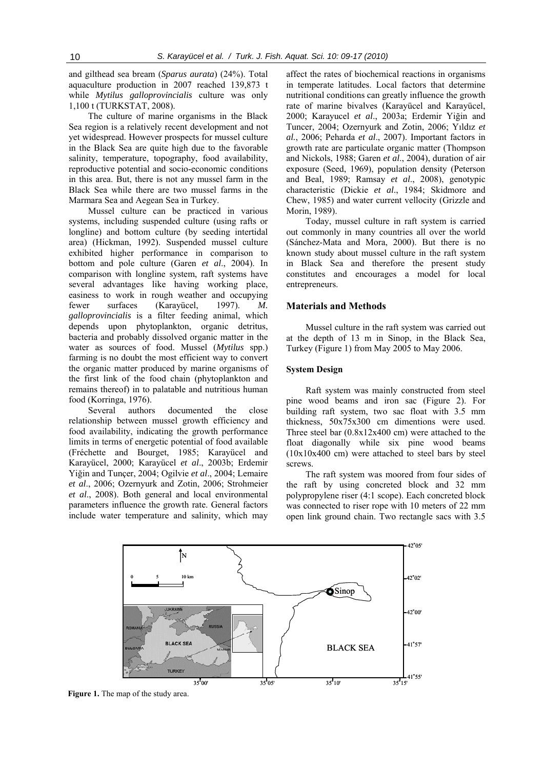and gilthead sea bream (*Sparus aurata*) (24%). Total aquaculture production in 2007 reached 139,873 t while *Mytilus galloprovincialis* culture was only 1,100 t (TURKSTAT, 2008).

The culture of marine organisms in the Black Sea region is a relatively recent development and not yet widespread. However prospects for mussel culture in the Black Sea are quite high due to the favorable salinity, temperature, topography, food availability, reproductive potential and socio-economic conditions in this area. But, there is not any mussel farm in the Black Sea while there are two mussel farms in the Marmara Sea and Aegean Sea in Turkey.

Mussel culture can be practiced in various systems, including suspended culture (using rafts or longline) and bottom culture (by seeding intertidal area) (Hickman, 1992). Suspended mussel culture exhibited higher performance in comparison to bottom and pole culture (Garen *et al*., 2004). In comparison with longline system, raft systems have several advantages like having working place, easiness to work in rough weather and occupying fewer surfaces (Karayücel, 1997). *M. galloprovincialis* is a filter feeding animal, which depends upon phytoplankton, organic detritus, bacteria and probably dissolved organic matter in the water as sources of food. Mussel (*Mytilus* spp.) farming is no doubt the most efficient way to convert the organic matter produced by marine organisms of the first link of the food chain (phytoplankton and remains thereof) in to palatable and nutritious human food (Korringa, 1976).

Several authors documented the close relationship between mussel growth efficiency and food availability, indicating the growth performance limits in terms of energetic potential of food available (Fréchette and Bourget, 1985; Karayücel and Karayücel, 2000; Karayücel *et al*., 2003b; Erdemir Yiğin and Tunçer, 2004; Ogilvie *et al*., 2004; Lemaire *et al*., 2006; Ozernyurk and Zotin, 2006; Strohmeier *et al*., 2008). Both general and local environmental parameters influence the growth rate. General factors include water temperature and salinity, which may affect the rates of biochemical reactions in organisms in temperate latitudes. Local factors that determine nutritional conditions can greatly influence the growth rate of marine bivalves (Karayücel and Karayücel, 2000; Karayucel *et al*., 2003a; Erdemir Yiğin and Tuncer, 2004; Ozernyurk and Zotin, 2006; Yıldız *et al*., 2006; Peharda *et al*., 2007). Important factors in growth rate are particulate organic matter (Thompson and Nickols, 1988; Garen *et al*., 2004), duration of air exposure (Seed, 1969), population density (Peterson and Beal, 1989; Ramsay *et al*., 2008), genotypic characteristic (Dickie *et al*., 1984; Skidmore and Chew, 1985) and water current vellocity (Grizzle and Morin, 1989).

Today, mussel culture in raft system is carried out commonly in many countries all over the world (Sánchez-Mata and Mora, 2000). But there is no known study about mussel culture in the raft system in Black Sea and therefore the present study constitutes and encourages a model for local entrepreneurs.

## Materials and Methods

Mussel culture in the raft system was carried out at the depth of 13 m in Sinop, in the Black Sea, Turkey (Figure 1) from May 2005 to May 2006.

### System Design

Raft system was mainly constructed from steel pine wood beams and iron sac (Figure 2). For building raft system, two sac float with 3.5 mm thickness, 50x75x300 cm dimentions were used. Three steel bar (0.8x12x400 cm) were attached to the float diagonally while six pine wood beams (10x10x400 cm) were attached to steel bars by steel screws.

The raft system was moored from four sides of the raft by using concreted block and 32 mm polypropylene riser (4:1 scope). Each concreted block was connected to riser rope with 10 meters of 22 mm open link ground chain. Two rectangle sacs with 3.5

**Figure 1.** The map of the study area.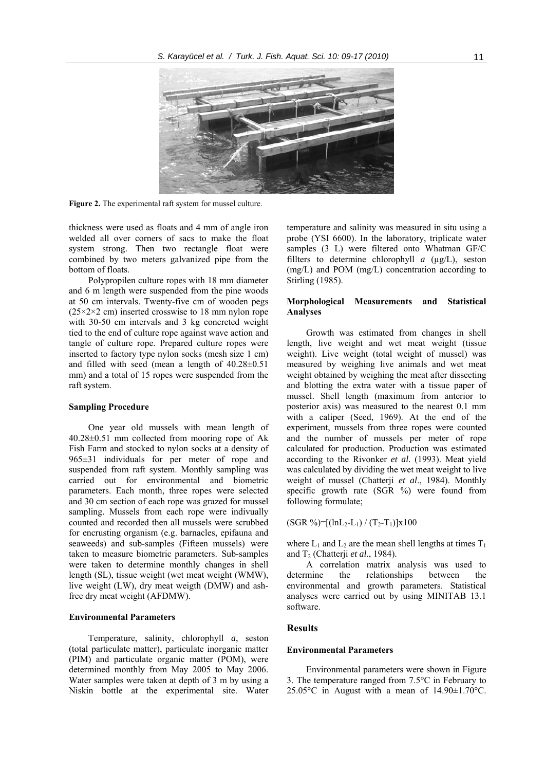**Figure 2.** The experimental raft system for mussel culture.

thickness were used as floats and 4 mm of angle iron welded all over corners of sacs to make the float system strong. Then two rectangle float were combined by two meters galvanized pipe from the bottom of floats.

Polypropilen culture ropes with 18 mm diameter and 6 m length were suspended from the pine woods at 50 cm intervals. Twenty-five cm of wooden pegs (25×2×2 cm) inserted crosswise to 18 mm nylon rope with 30-50 cm intervals and 3 kg concreted weight tied to the end of culture rope against wave action and tangle of culture rope. Prepared culture ropes were inserted to factory type nylon socks (mesh size 1 cm) and filled with seed (mean a length of 40.28±0.51 mm) and a total of 15 ropes were suspended from the raft system.

### Sampling Procedure

One year old mussels with mean length of 40.28±0.51 mm collected from mooring rope of Ak Fish Farm and stocked to nylon socks at a density of 965±31 individuals for per meter of rope and suspended from raft system. Monthly sampling was carried out for environmental and biometric parameters. Each month, three ropes were selected and 30 cm section of each rope was grazed for mussel sampling. Mussels from each rope were indivually counted and recorded then all mussels were scrubbed for encrusting organism (e.g. barnacles, epifauna and seaweeds) and sub-samples (Fifteen mussels) were taken to measure biometric parameters. Sub-samples were taken to determine monthly changes in shell length (SL), tissue weight (wet meat weight (WMW), live weight (LW), dry meat weigth (DMW) and ash-free dry meat weight (AFDMW).

### Environmental Parameters

Temperature, salinity, chlorophyll *a*, seston (total particulate matter), particulate inorganic matter (PIM) and particulate organic matter (POM), were determined monthly from May 2005 to May 2006. Water samples were taken at depth of 3 m by using a Niskin bottle at the experimental site. Water temperature and salinity was measured in situ using a probe (YSI 6600). In the laboratory, triplicate water samples (3 L) were filtered onto Whatman GF/C fillters to determine chlorophyll *a* (µg/L), seston (mg/L) and POM (mg/L) concentration according to Stirling (1985).

### Morphological Measurements and Statistical Analyses

Growth was estimated from changes in shell length, live weight and wet meat weight (tissue weight). Live weight (total weight of mussel) was measured by weighing live animals and wet meat weight obtained by weighing the meat after dissecting and blotting the extra water with a tissue paper of mussel. Shell length (maximum from anterior to posterior axis) was measured to the nearest 0.1 mm with a caliper (Seed, 1969). At the end of the experiment, mussels from three ropes were counted and the number of mussels per meter of rope calculated for production. Production was estimated according to the Rivonker *et al.* (1993). Meat yield was calculated by dividing the wet meat weight to live weight of mussel (Chatterji *et al*., 1984). Monthly specific growth rate (SGR %) were found from following formulate;

$$(SGR\ \%)=[(\ln L_2-L_1) / (T_2-T_1)]\times 100$$

where $L_1$ and $L_2$ are the mean shell lengths at times $T_1$ and $T_2$ (Chatterji *et al*., 1984).

A correlation matrix analysis was used to determine the relationships between the environmental and growth parameters. Statistical analyses were carried out by using MINITAB 13.1 software.

## Results

### Environmental Parameters

Environmental parameters were shown in Figure 3. The temperature ranged from 7.5°C in February to 25.05°C in August with a mean of 14.90±1.70°C.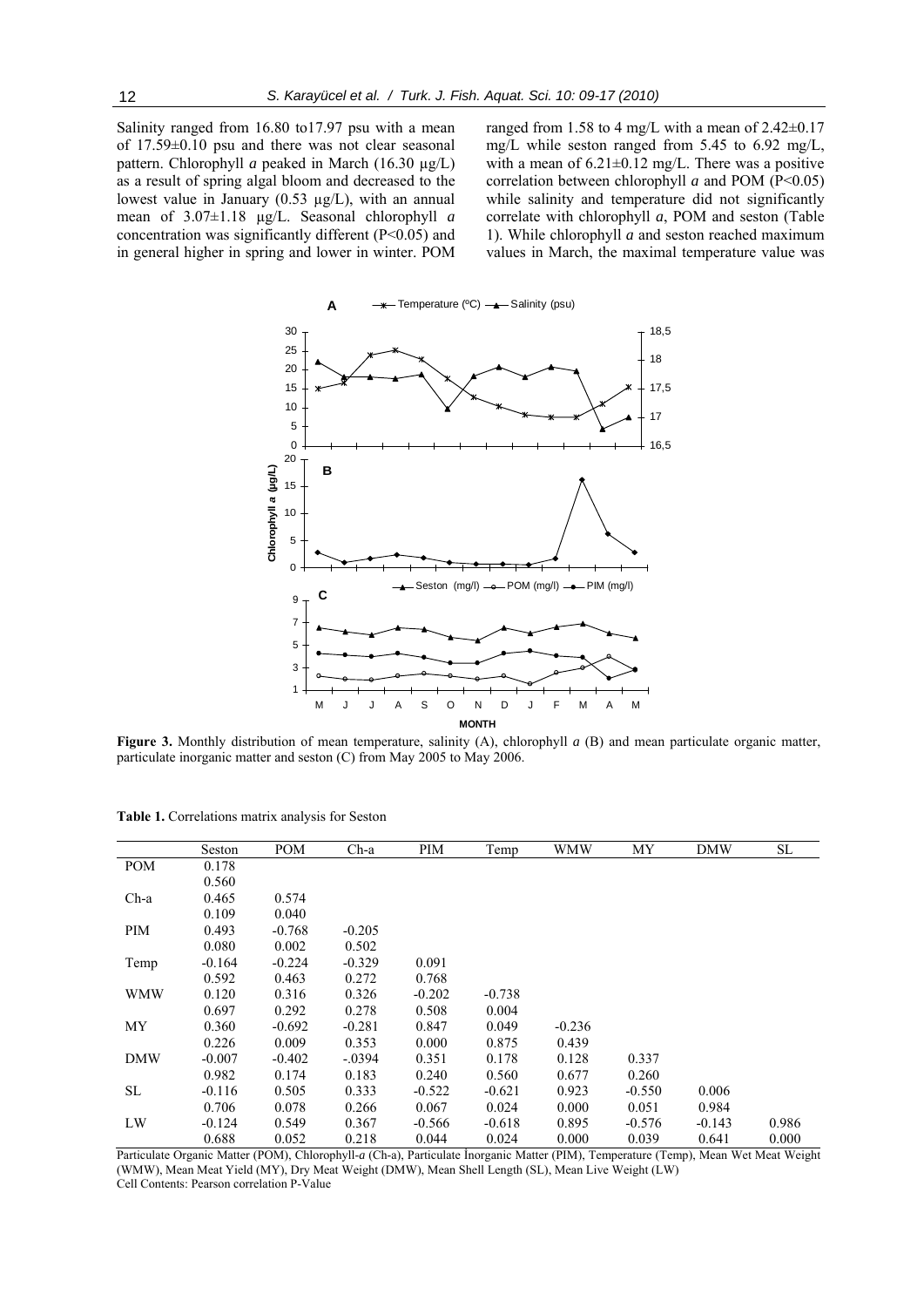Salinity ranged from 16.80 to17.97 psu with a mean of 17.59±0.10 psu and there was not clear seasonal pattern. Chlorophyll *a* peaked in March (16.30 µg/L) as a result of spring algal bloom and decreased to the lowest value in January (0.53 µg/L), with an annual mean of 3.07±1.18 µg/L. Seasonal chlorophyll *a* concentration was significantly different ($P<0.05$) and in general higher in spring and lower in winter. POM ranged from 1.58 to 4 mg/L with a mean of 2.42±0.17 mg/L while seston ranged from 5.45 to 6.92 mg/L, with a mean of 6.21±0.12 mg/L. There was a positive correlation between chlorophyll *a* and POM ($P<0.05$) while salinity and temperature did not significantly correlate with chlorophyll *a*, POM and seston (Table 1). While chlorophyll *a* and seston reached maximum values in March, the maximal temperature value was

**Figure 3.** Monthly distribution of mean temperature, salinity (A), chlorophyll *a* (B) and mean particulate organic matter, particulate inorganic matter and seston (C) from May 2005 to May 2006.

**Table 1.** Correlations matrix analysis for Seston

| | Seston | POM | Ch-a | PIM | Temp | WMW | MY | DMW | SL |
|---|---|---|---|---|---|---|---|---|---|
| POM | 0.178 | | | | | | | | |
| | 0.560 | | | | | | | | |
| Ch-a | 0.465 | 0.574 | | | | | | | |
| | 0.109 | 0.040 | | | | | | | |
| PIM | 0.493 | -0.768 | -0.205 | | | | | | |
| | 0.080 | 0.002 | 0.502 | | | | | | |
| Temp | -0.164 | -0.224 | -0.329 | 0.091 | | | | | |
| | 0.592 | 0.463 | 0.272 | 0.768 | | | | | |
| WMW | 0.120 | 0.316 | 0.326 | -0.202 | -0.738 | | | | |
| | 0.697 | 0.292 | 0.278 | 0.508 | 0.004 | | | | |
| MY | 0.360 | -0.692 | -0.281 | 0.847 | 0.049 | -0.236 | | | |
| | 0.226 | 0.009 | 0.353 | 0.000 | 0.875 | 0.439 | | | |
| DMW | -0.007 | -0.402 | -.0394 | 0.351 | 0.178 | 0.128 | 0.337 | | |
| | 0.982 | 0.174 | 0.183 | 0.240 | 0.560 | 0.677 | 0.260 | | |
| SL | -0.116 | 0.505 | 0.333 | -0.522 | -0.621 | 0.923 | -0.550 | 0.006 | |
| | 0.706 | 0.078 | 0.266 | 0.067 | 0.024 | 0.000 | 0.051 | 0.984 | |
| LW | -0.124 | 0.549 | 0.367 | -0.566 | -0.618 | 0.895 | -0.576 | -0.143 | 0.986 |
| | 0.688 | 0.052 | 0.218 | 0.044 | 0.024 | 0.000 | 0.039 | 0.641 | 0.000 |

Particulate Organic Matter (POM), Chlorophyll-*a* (Ch-a), Particulate İnorganic Matter (PIM), Temperature (Temp), Mean Wet Meat Weight (WMW), Mean Meat Yield (MY), Dry Meat Weight (DMW), Mean Shell Length (SL), Mean Live Weight (LW)
Cell Contents: Pearson correlation P-Value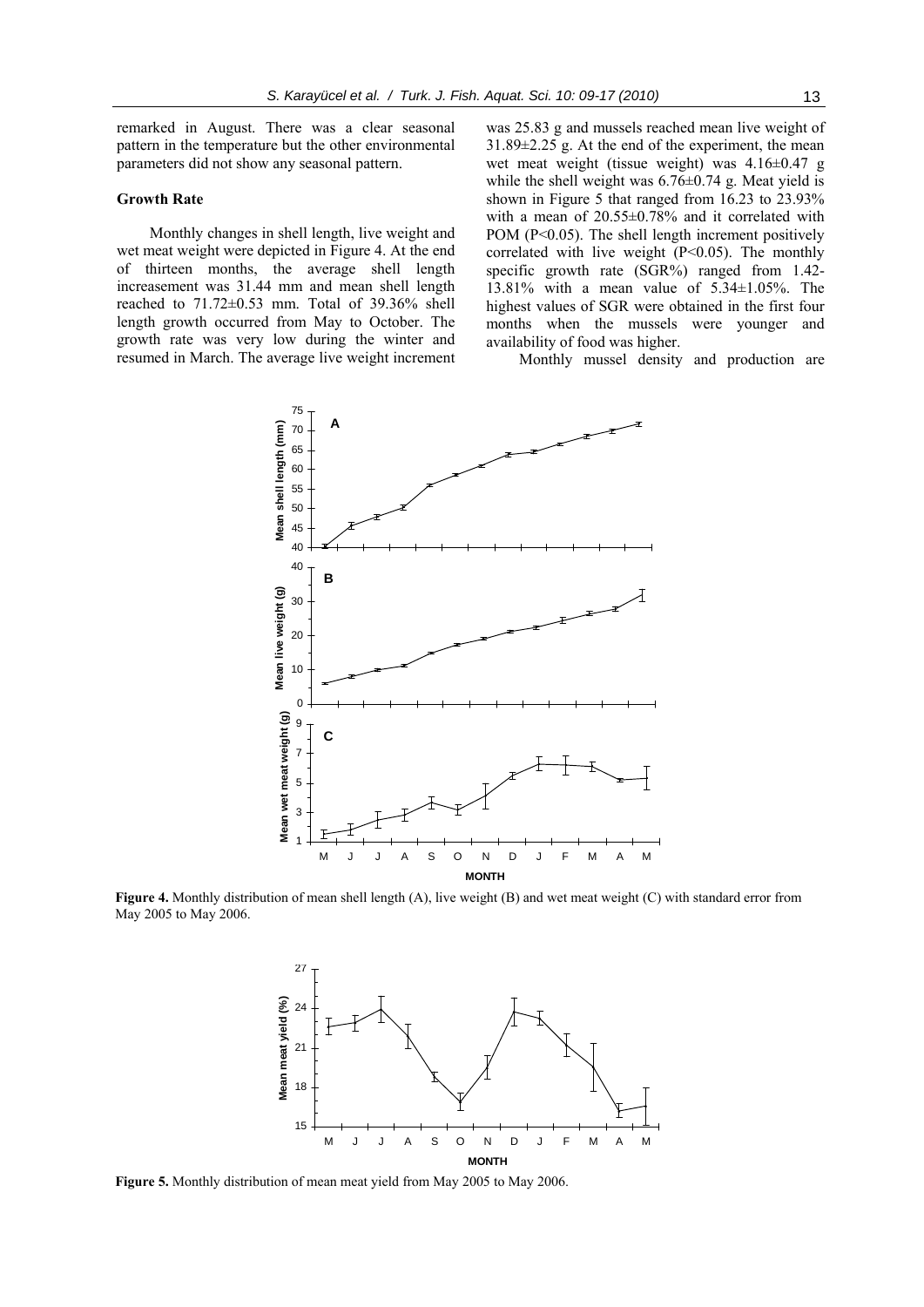remarked in August. There was a clear seasonal pattern in the temperature but the other environmental parameters did not show any seasonal pattern.

### Growth Rate

Monthly changes in shell length, live weight and wet meat weight were depicted in Figure 4. At the end of thirteen months, the average shell length increasement was 31.44 mm and mean shell length reached to 71.72±0.53 mm. Total of 39.36% shell length growth occurred from May to October. The growth rate was very low during the winter and resumed in March. The average live weight increment was 25.83 g and mussels reached mean live weight of 31.89±2.25 g. At the end of the experiment, the mean wet meat weight (tissue weight) was 4.16±0.47 g while the shell weight was 6.76±0.74 g. Meat yield is shown in Figure 5 that ranged from 16.23 to 23.93% with a mean of 20.55±0.78% and it correlated with POM ($P<0.05$). The shell length increment positively correlated with live weight ($P<0.05$). The monthly specific growth rate (SGR%) ranged from 1.42-13.81% with a mean value of 5.34±1.05%. The highest values of SGR were obtained in the first four months when the mussels were younger and availability of food was higher.

Monthly mussel density and production are

**Figure 4.** Monthly distribution of mean shell length (A), live weight (B) and wet meat weight (C) with standard error from May 2005 to May 2006.

**Figure 5.** Monthly distribution of mean meat yield from May 2005 to May 2006.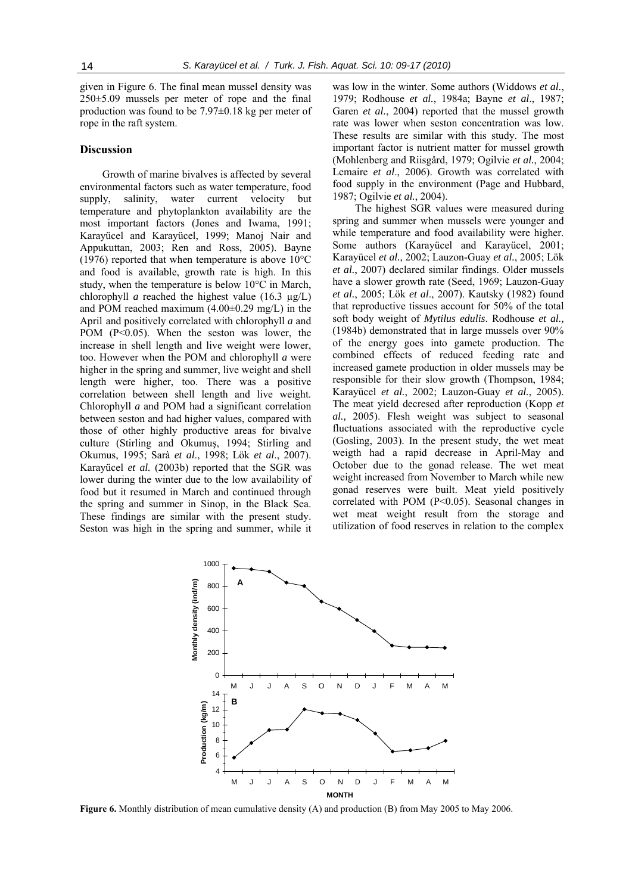given in Figure 6. The final mean mussel density was 250±5.09 mussels per meter of rope and the final production was found to be 7.97±0.18 kg per meter of rope in the raft system.

## Discussion

Growth of marine bivalves is affected by several environmental factors such as water temperature, food supply, salinity, water current velocity but temperature and phytoplankton availability are the most important factors (Jones and Iwama, 1991; Karayücel and Karayücel, 1999; Manoj Nair and Appukuttan, 2003; Ren and Ross, 2005). Bayne (1976) reported that when temperature is above 10°C and food is available, growth rate is high. In this study, when the temperature is below 10°C in March, chlorophyll *a* reached the highest value (16.3 µg/L) and POM reached maximum (4.00±0.29 mg/L) in the April and positively correlated with chlorophyll *a* and POM ($P<0.05$). When the seston was lower, the increase in shell length and live weight were lower, too. However when the POM and chlorophyll *a* were higher in the spring and summer, live weight and shell length were higher, too. There was a positive correlation between shell length and live weight. Chlorophyll *a* and POM had a significant correlation between seston and had higher values, compared with those of other highly productive areas for bivalve culture (Stirling and Okumuş, 1994; Stirling and Okumus, 1995; Sarà *et al*., 1998; Lök *et al*., 2007). Karayücel *et al.* (2003b) reported that the SGR was lower during the winter due to the low availability of food but it resumed in March and continued through the spring and summer in Sinop, in the Black Sea. These findings are similar with the present study. Seston was high in the spring and summer, while it was low in the winter. Some authors (Widdows *et al.*, 1979; Rodhouse *et al.*, 1984a; Bayne *et al*., 1987; Garen *et al.*, 2004) reported that the mussel growth rate was lower when seston concentration was low. These results are similar with this study. The most important factor is nutrient matter for mussel growth (Mohlenberg and Riisgård, 1979; Ogilvie *et al.*, 2004; Lemaire *et al*., 2006). Growth was correlated with food supply in the environment (Page and Hubbard, 1987; Ogilvie *et al.*, 2004).

The highest SGR values were measured during spring and summer when mussels were younger and while temperature and food availability were higher. Some authors (Karayücel and Karayücel, 2001; Karayücel *et al.*, 2002; Lauzon-Guay *et al.*, 2005; Lök *et al*., 2007) declared similar findings. Older mussels have a slower growth rate (Seed, 1969; Lauzon-Guay *et al.*, 2005; Lök *et al*., 2007). Kautsky (1982) found that reproductive tissues account for 50% of the total soft body weight of *Mytilus edulis*. Rodhouse *et al.,* (1984b) demonstrated that in large mussels over 90% of the energy goes into gamete production. The combined effects of reduced feeding rate and increased gamete production in older mussels may be responsible for their slow growth (Thompson, 1984; Karayücel *et al.*, 2002; Lauzon-Guay *et al.*, 2005). The meat yield decresed after reproduction (Kopp *et al.,* 2005). Flesh weight was subject to seasonal fluctuations associated with the reproductive cycle (Gosling, 2003). In the present study, the wet meat weigth had a rapid decrease in April-May and October due to the gonad release. The wet meat weight increased from November to March while new gonad reserves were built. Meat yield positively correlated with POM ($P<0.05$). Seasonal changes in wet meat weight result from the storage and utilization of food reserves in relation to the complex

**Figure 6.** Monthly distribution of mean cumulative density (A) and production (B) from May 2005 to May 2006.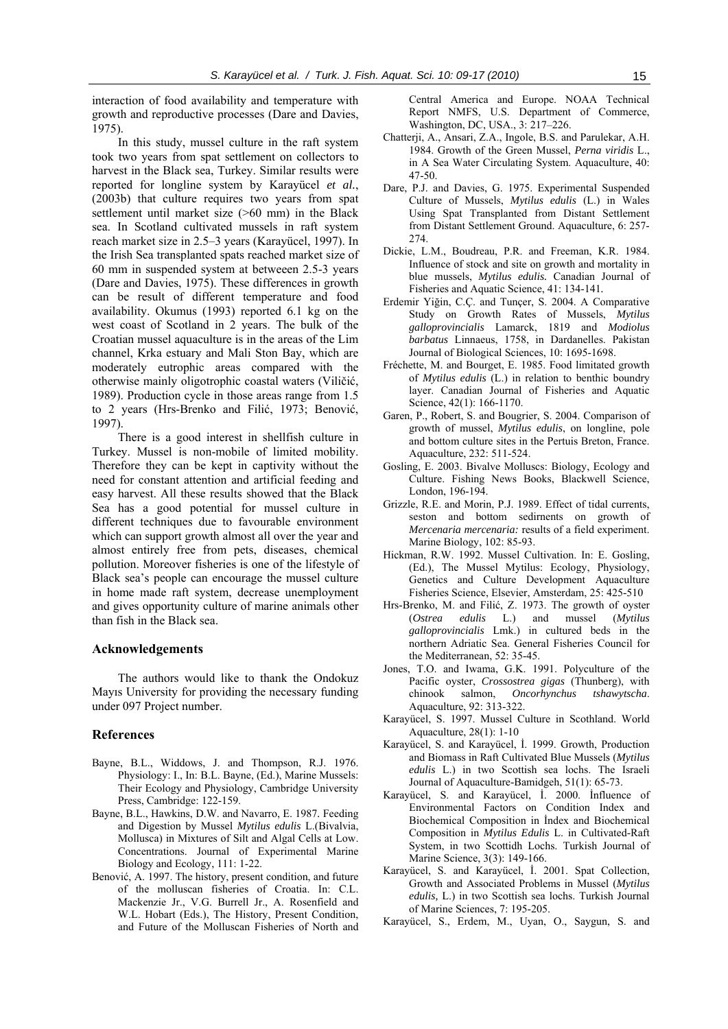interaction of food availability and temperature with growth and reproductive processes (Dare and Davies, 1975).

In this study, mussel culture in the raft system took two years from spat settlement on collectors to harvest in the Black sea, Turkey. Similar results were reported for longline system by Karayücel *et al.*, (2003b) that culture requires two years from spat settlement until market size (>60 mm) in the Black sea. In Scotland cultivated mussels in raft system reach market size in 2.5–3 years (Karayücel, 1997). In the Irish Sea transplanted spats reached market size of 60 mm in suspended system at betweeen 2.5-3 years (Dare and Davies, 1975). These differences in growth can be result of different temperature and food availability. Okumus (1993) reported 6.1 kg on the west coast of Scotland in 2 years. The bulk of the Croatian mussel aquaculture is in the areas of the Lim channel, Krka estuary and Mali Ston Bay, which are moderately eutrophic areas compared with the otherwise mainly oligotrophic coastal waters (Viličić, 1989). Production cycle in those areas range from 1.5 to 2 years (Hrs-Brenko and Filić, 1973; Benović, 1997).

There is a good interest in shellfish culture in Turkey. Mussel is non-mobile of limited mobility. Therefore they can be kept in captivity without the need for constant attention and artificial feeding and easy harvest. All these results showed that the Black Sea has a good potential for mussel culture in different techniques due to favourable environment which can support growth almost all over the year and almost entirely free from pets, diseases, chemical pollution. Moreover fisheries is one of the lifestyle of Black sea's people can encourage the mussel culture in home made raft system, decrease unemployment and gives opportunity culture of marine animals other than fish in the Black sea.

## Acknowledgements

The authors would like to thank the Ondokuz Mayıs University for providing the necessary funding under 097 Project number.

## References

Bayne, B.L., Widdows, J. and Thompson, R.J. 1976. Physiology: I., In: B.L. Bayne, (Ed.), Marine Mussels: Their Ecology and Physiology, Cambridge University Press, Cambridge: 122-159.

Bayne, B.L., Hawkins, D.W. and Navarro, E. 1987. Feeding and Digestion by Mussel *Mytilus edulis* L.(Bivalvia, Mollusca) in Mixtures of Silt and Algal Cells at Low. Concentrations. Journal of Experimental Marine Biology and Ecology, 111: 1-22.

Benović, A. 1997. The history, present condition, and future of the molluscan fisheries of Croatia. In: C.L. Mackenzie Jr., V.G. Burrell Jr., A. Rosenfield and W.L. Hobart (Eds.), The History, Present Condition, and Future of the Molluscan Fisheries of North and Central America and Europe. NOAA Technical Report NMFS, U.S. Department of Commerce, Washington, DC, USA., 3: 217–226.

Chatterji, A., Ansari, Z.A., Ingole, B.S. and Parulekar, A.H. 1984. Growth of the Green Mussel, *Perna viridis* L., in A Sea Water Circulating System. Aquaculture, 40: 47-50.

Dare, P.J. and Davies, G. 1975. Experimental Suspended Culture of Mussels, *Mytilus edulis* (L.) in Wales Using Spat Transplanted from Distant Settlement from Distant Settlement Ground. Aquaculture, 6: 257-274.

Dickie, L.M., Boudreau, P.R. and Freeman, K.R. 1984. Influence of stock and site on growth and mortality in blue mussels, *Mytilus edulis.* Canadian Journal of Fisheries and Aquatic Science, 41: 134-141.

Erdemir Yiğin, C.Ç. and Tunçer, S. 2004. A Comparative Study on Growth Rates of Mussels, *Mytilus galloprovincialis* Lamarck, 1819 and *Modiolus barbatus* Linnaeus, 1758, in Dardanelles. Pakistan Journal of Biological Sciences, 10: 1695-1698.

Fréchette, M. and Bourget, E. 1985. Food limitated growth of *Mytilus edulis* (L.) in relation to benthic boundry layer. Canadian Journal of Fisheries and Aquatic Science, 42(1): 166-1170.

Garen, P., Robert, S. and Bougrier, S. 2004. Comparison of growth of mussel, *Mytilus edulis*, on longline, pole and bottom culture sites in the Pertuis Breton, France. Aquaculture, 232: 511-524.

Gosling, E. 2003. Bivalve Molluscs: Biology, Ecology and Culture. Fishing News Books, Blackwell Science, London, 196-194.

Grizzle, R.E. and Morin, P.J. 1989. Effect of tidal currents, seston and bottom sedirnents on growth of *Mercenaria mercenaria:* results of a field experiment. Marine Biology, 102: 85-93.

Hickman, R.W. 1992. Mussel Cultivation. In: E. Gosling, (Ed.), The Mussel Mytilus: Ecology, Physiology, Genetics and Culture Development Aquaculture Fisheries Science, Elsevier, Amsterdam, 25: 425-510

Hrs-Brenko, M. and Filić, Z. 1973. The growth of oyster (*Ostrea edulis* L.) and mussel (*Mytilus galloprovincialis* Lmk.) in cultured beds in the northern Adriatic Sea. General Fisheries Council for the Mediterranean, 52: 35-45.

Jones, T.O. and Iwama, G.K. 1991. Polyculture of the Pacific oyster, *Crossostrea gigas* (Thunberg), with chinook salmon, *Oncorhynchus tshawytscha*. Aquaculture, 92: 313-322.

Karayücel, S. 1997. Mussel Culture in Scothland. World Aquaculture, 28(1): 1-10

Karayücel, S. and Karayücel, İ. 1999. Growth, Production and Biomass in Raft Cultivated Blue Mussels (*Mytilus edulis* L.) in two Scottish sea lochs. The Israeli Journal of Aquaculture-Bamidgeh, 51(1): 65-73.

Karayücel, S. and Karayücel, İ. 2000. İnfluence of Environmental Factors on Condition Index and Biochemical Composition in İndex and Biochemical Composition in *Mytilus Edulis* L. in Cultivated-Raft System, in two Scottidh Lochs. Turkish Journal of Marine Science, 3(3): 149-166.

Karayücel, S. and Karayücel, İ. 2001. Spat Collection, Growth and Associated Problems in Mussel (*Mytilus edulis,* L.) in two Scottish sea lochs. Turkish Journal of Marine Sciences, 7: 195-205.

Karayücel, S., Erdem, M., Uyan, O., Saygun, S. and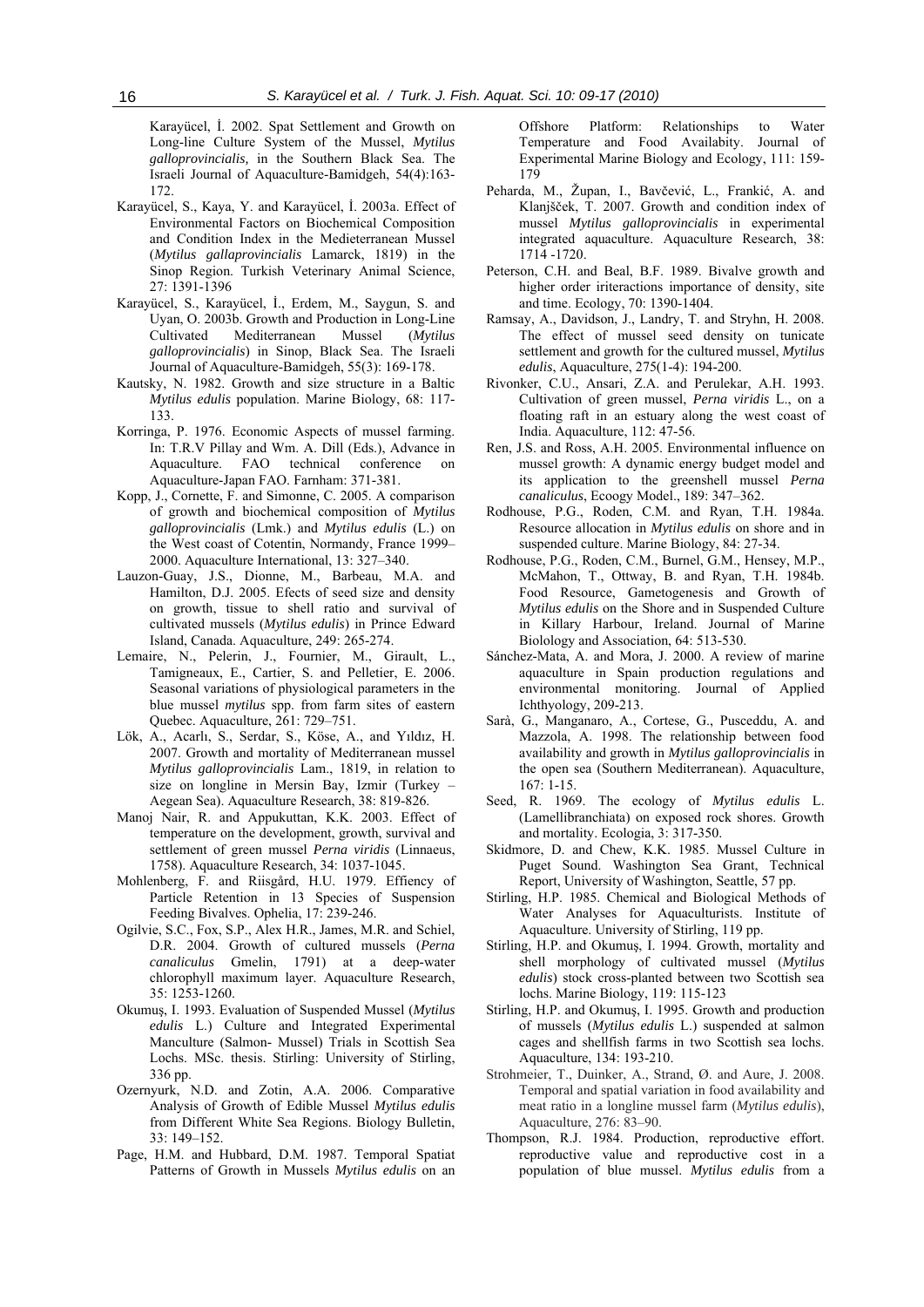Karayücel, İ. 2002. Spat Settlement and Growth on Long-line Culture System of the Mussel, *Mytilus galloprovincialis,* in the Southern Black Sea. The Israeli Journal of Aquaculture-Bamidgeh, 54(4):163-172.

Karayücel, S., Kaya, Y. and Karayücel, İ. 2003a. Effect of Environmental Factors on Biochemical Composition and Condition Index in the Medieterranean Mussel (*Mytilus gallaprovincialis* Lamarck, 1819) in the Sinop Region. Turkish Veterinary Animal Science, 27: 1391-1396

Karayücel, S., Karayücel, İ., Erdem, M., Saygun, S. and Uyan, O. 2003b. Growth and Production in Long-Line Cultivated Mediterranean Mussel (*Mytilus galloprovincialis*) in Sinop, Black Sea. The Israeli Journal of Aquaculture-Bamidgeh, 55(3): 169-178.

Kautsky, N. 1982. Growth and size structure in a Baltic *Mytilus edulis* population. Marine Biology, 68: 117-133.

Korringa, P. 1976. Economic Aspects of mussel farming. In: T.R.V Pillay and Wm. A. Dill (Eds.), Advance in Aquaculture. FAO technical conference on Aquaculture-Japan FAO. Farnham: 371-381.

Kopp, J., Cornette, F. and Simonne, C. 2005. A comparison of growth and biochemical composition of *Mytilus galloprovincialis* (Lmk.) and *Mytilus edulis* (L.) on the West coast of Cotentin, Normandy, France 1999–2000. Aquaculture International, 13: 327–340.

Lauzon-Guay, J.S., Dionne, M., Barbeau, M.A. and Hamilton, D.J. 2005. Efects of seed size and density on growth, tissue to shell ratio and survival of cultivated mussels (*Mytilus edulis*) in Prince Edward Island, Canada. Aquaculture, 249: 265-274.

Lemaire, N., Pelerin, J., Fournier, M., Girault, L., Tamigneaux, E., Cartier, S. and Pelletier, E. 2006. Seasonal variations of physiological parameters in the blue mussel *mytilus* spp. from farm sites of eastern Quebec. Aquaculture, 261: 729–751.

Lök, A., Acarlı, S., Serdar, S., Köse, A., and Yıldız, H. 2007. Growth and mortality of Mediterranean mussel *Mytilus galloprovincialis* Lam., 1819, in relation to size on longline in Mersin Bay, Izmir (Turkey – Aegean Sea). Aquaculture Research, 38: 819-826.

Manoj Nair, R. and Appukuttan, K.K. 2003. Effect of temperature on the development, growth, survival and settlement of green mussel *Perna viridis* (Linnaeus, 1758). Aquaculture Research, 34: 1037-1045.

Mohlenberg, F. and Riisgård, H.U. 1979. Effiency of Particle Retention in 13 Species of Suspension Feeding Bivalves. Ophelia, 17: 239-246.

Ogilvie, S.C., Fox, S.P., Alex H.R., James, M.R. and Schiel, D.R. 2004. Growth of cultured mussels (*Perna canaliculus* Gmelin, 1791) at a deep-water chlorophyll maximum layer. Aquaculture Research, 35: 1253-1260.

Okumuş, I. 1993. Evaluation of Suspended Mussel (*Mytilus edulis* L.) Culture and Integrated Experimental Manculture (Salmon- Mussel) Trials in Scottish Sea Lochs. MSc. thesis. Stirling: University of Stirling, 336 pp.

Ozernyurk, N.D. and Zotin, A.A. 2006. Comparative Analysis of Growth of Edible Mussel *Mytilus edulis* from Different White Sea Regions. Biology Bulletin, 33: 149–152.

Page, H.M. and Hubbard, D.M. 1987. Temporal Spatiat Patterns of Growth in Mussels *Mytilus edulis* on an Offshore Platform: Relationships to Water Temperature and Food Availabity. Journal of Experimental Marine Biology and Ecology, 111: 159-179

Peharda, M., Župan, I., Bavčević, L., Frankić, A. and Klanjšček, T. 2007. Growth and condition index of mussel *Mytilus galloprovincialis* in experimental integrated aquaculture. Aquaculture Research, 38: 1714 -1720.

Peterson, C.H. and Beal, B.F. 1989. Bivalve growth and higher order iriteractions importance of density, site and time. Ecology, 70: 1390-1404.

Ramsay, A., Davidson, J., Landry, T. and Stryhn, H. 2008. The effect of mussel seed density on tunicate settlement and growth for the cultured mussel, *Mytilus edulis*, Aquaculture, 275(1-4): 194-200.

Rivonker, C.U., Ansari, Z.A. and Perulekar, A.H. 1993. Cultivation of green mussel, *Perna viridis* L., on a floating raft in an estuary along the west coast of India. Aquaculture, 112: 47-56.

Ren, J.S. and Ross, A.H. 2005. Environmental influence on mussel growth: A dynamic energy budget model and its application to the greenshell mussel *Perna canaliculus*, Ecoogy Model., 189: 347–362.

Rodhouse, P.G., Roden, C.M. and Ryan, T.H. 1984a. Resource allocation in *Mytilus edulis* on shore and in suspended culture. Marine Biology, 84: 27-34.

Rodhouse, P.G., Roden, C.M., Burnel, G.M., Hensey, M.P., McMahon, T., Ottway, B. and Ryan, T.H. 1984b. Food Resource, Gametogenesis and Growth of *Mytilus edulis* on the Shore and in Suspended Culture in Killary Harbour, Ireland. Journal of Marine Biolology and Association, 64: 513-530.

Sánchez-Mata, A. and Mora, J. 2000. A review of marine aquaculture in Spain production regulations and environmental monitoring. Journal of Applied Ichthyology, 209-213.

Sarà, G., Manganaro, A., Cortese, G., Pusceddu, A. and Mazzola, A. 1998. The relationship between food availability and growth in *Mytilus galloprovincialis* in the open sea (Southern Mediterranean). Aquaculture, 167: 1-15.

Seed, R. 1969. The ecology of *Mytilus edulis* L. (Lamellibranchiata) on exposed rock shores. Growth and mortality. Ecologia, 3: 317-350.

Skidmore, D. and Chew, K.K. 1985. Mussel Culture in Puget Sound. Washington Sea Grant, Technical Report, University of Washington, Seattle, 57 pp.

Stirling, H.P. 1985. Chemical and Biological Methods of Water Analyses for Aquaculturists. Institute of Aquaculture. University of Stirling, 119 pp.

Stirling, H.P. and Okumuș, I. 1994. Growth, mortality and shell morphology of cultivated mussel (*Mytilus edulis*) stock cross-planted between two Scottish sea lochs. Marine Biology, 119: 115-123

Stirling, H.P. and Okumuș, I. 1995. Growth and production of mussels (*Mytilus edulis* L.) suspended at salmon cages and shellfish farms in two Scottish sea lochs. Aquaculture, 134: 193-210.

Strohmeier, T., Duinker, A., Strand, Ø. and Aure, J. 2008. Temporal and spatial variation in food availability and meat ratio in a longline mussel farm (*Mytilus edulis*), Aquaculture, 276: 83–90.

Thompson, R.J. 1984. Production, reproductive effort. reproductive value and reproductive cost in a population of blue mussel. *Mytilus edulis* from a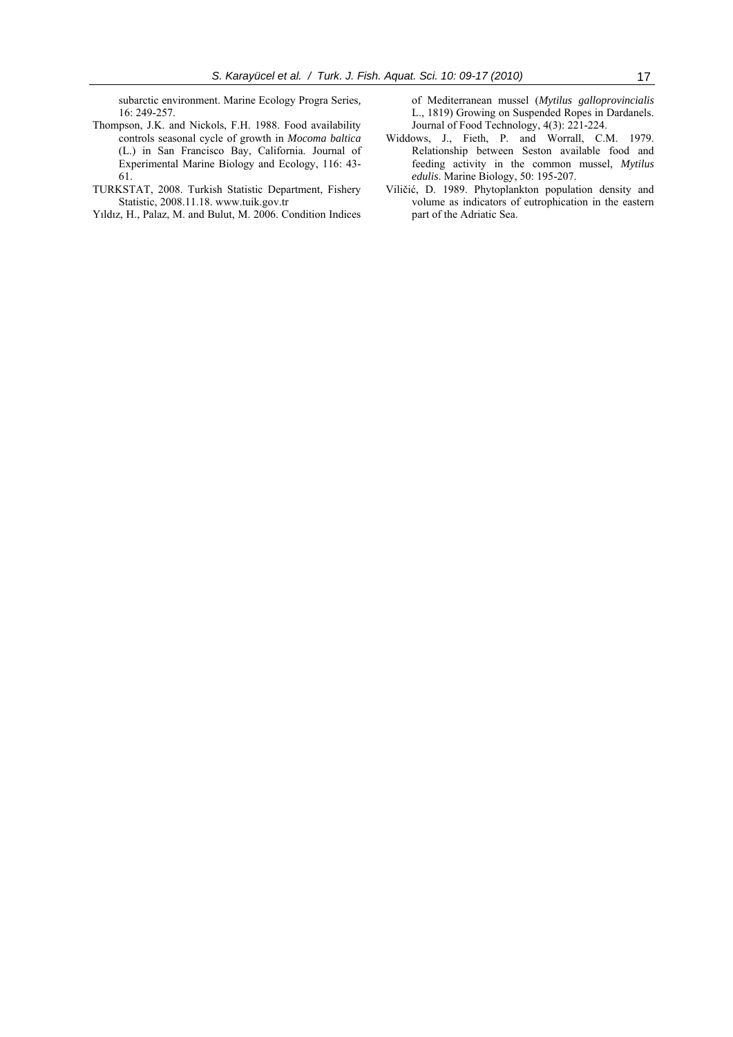subarctic environment. Marine Ecology Progra Series, 16: 249-257.

Thompson, J.K. and Nickols, F.H. 1988. Food availability controls seasonal cycle of growth in *Mocoma baltica* (L.) in San Francisco Bay, California. Journal of Experimental Marine Biology and Ecology, 116: 43-61.

TURKSTAT, 2008. Turkish Statistic Department, Fishery Statistic, 2008.11.18. www.tuik.gov.tr

Yıldız, H., Palaz, M. and Bulut, M. 2006. Condition Indices of Mediterranean mussel (*Mytilus galloprovincialis* L., 1819) Growing on Suspended Ropes in Dardanels. Journal of Food Technology, 4(3): 221-224.

Widdows, J., Fieth, P. and Worrall, C.M. 1979. Relationship between Seston available food and feeding activity in the common mussel, *Mytilus edulis*. Marine Biology, 50: 195-207.

Viličić, D. 1989. Phytoplankton population density and volume as indicators of eutrophication in the eastern part of the Adriatic Sea.